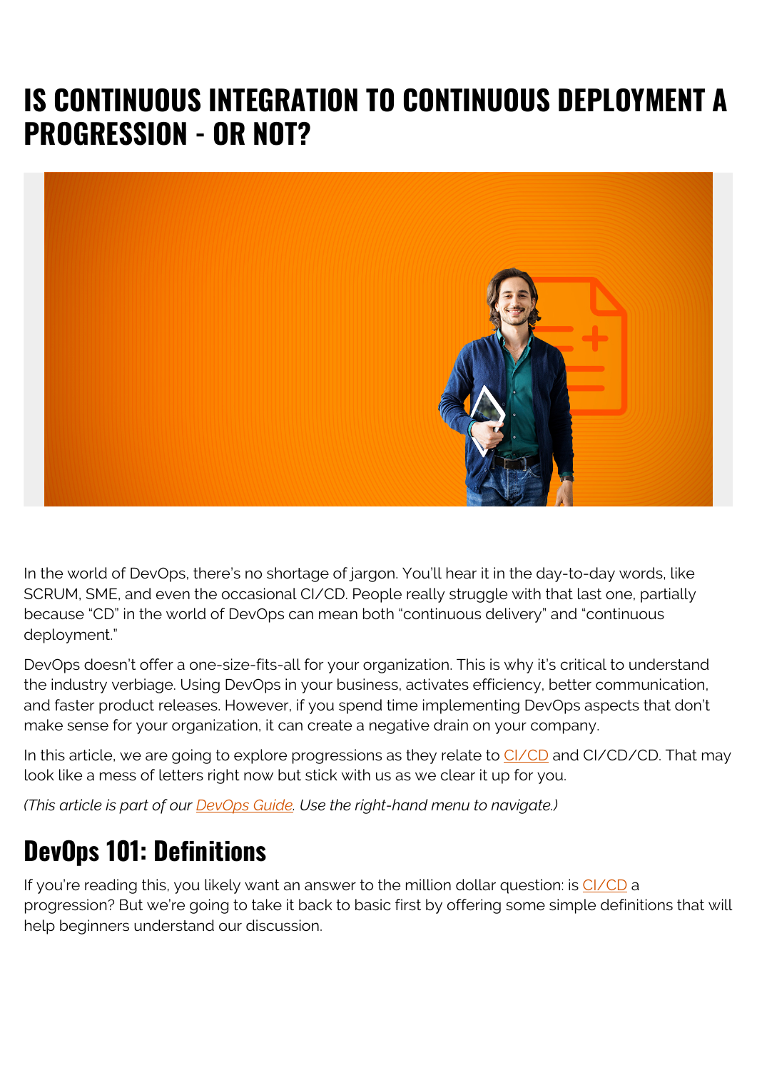# IS CONTINUOUS INTEGRATION TO CONTINUOUS DEPLOYMENT A PROGRESSION - OR NOT?

In the world of DevOps, there's no shortage of jargon. You'll hear it in the day-to-day words, like SCRUM, SME, and even the occasional CI/CD. People really struggle with that last one, partially because "CD" in the world of DevOps can mean both "continuous delivery" and "continuous deployment."

DevOps doesn't offer a one-size-fits-all for your organization. This is why it's critical to understand the industry verbiage. Using DevOps in your business, activates efficiency, better communication, and faster product releases. However, if you spend time implementing DevOps aspects that don't make sense for your organization, it can create a negative drain on your company.

In this article, we are going to explore progressions as they relate to CI/CD and CI/CD/CD. That may look like a mess of letters right now but stick with us as we clear it up for you.

*(This article is part of our DevOps Guide. Use the right-hand menu to navigate.)*

## DevOps 101: Definitions

If you're reading this, you likely want an answer to the million dollar question: is CI/CD a progression? But we're going to take it back to basic first by offering some simple definitions that will help beginners understand our discussion.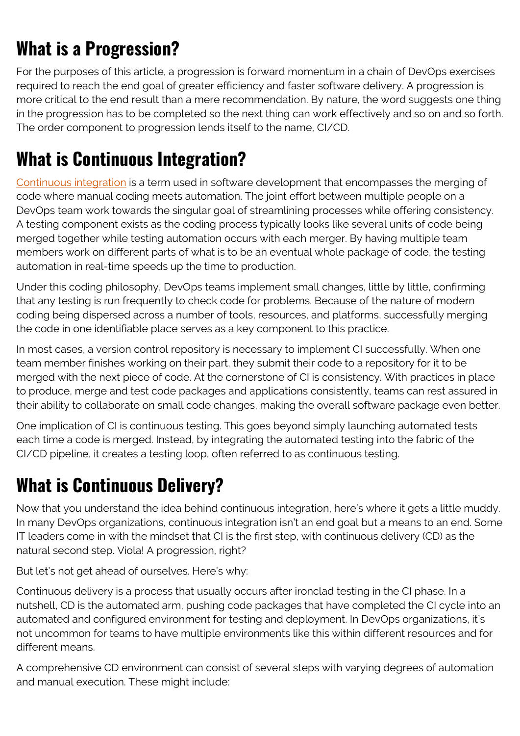## What is a Progression?

For the purposes of this article, a progression is forward momentum in a chain of DevOps exercises required to reach the end goal of greater efficiency and faster software delivery. A progression is more critical to the end result than a mere recommendation. By nature, the word suggests one thing in the progression has to be completed so the next thing can work effectively and so on and so forth. The order component to progression lends itself to the name, CI/CD.

## What is Continuous Integration?

Continuous integration is a term used in software development that encompasses the merging of code where manual coding meets automation. The joint effort between multiple people on a DevOps team work towards the singular goal of streamlining processes while offering consistency. A testing component exists as the coding process typically looks like several units of code being merged together while testing automation occurs with each merger. By having multiple team members work on different parts of what is to be an eventual whole package of code, the testing automation in real-time speeds up the time to production.

Under this coding philosophy, DevOps teams implement small changes, little by little, confirming that any testing is run frequently to check code for problems. Because of the nature of modern coding being dispersed across a number of tools, resources, and platforms, successfully merging the code in one identifiable place serves as a key component to this practice.

In most cases, a version control repository is necessary to implement CI successfully. When one team member finishes working on their part, they submit their code to a repository for it to be merged with the next piece of code. At the cornerstone of CI is consistency. With practices in place to produce, merge and test code packages and applications consistently, teams can rest assured in their ability to collaborate on small code changes, making the overall software package even better.

One implication of CI is continuous testing. This goes beyond simply launching automated tests each time a code is merged. Instead, by integrating the automated testing into the fabric of the CI/CD pipeline, it creates a testing loop, often referred to as continuous testing.

## What is Continuous Delivery?

Now that you understand the idea behind continuous integration, here's where it gets a little muddy. In many DevOps organizations, continuous integration isn't an end goal but a means to an end. Some IT leaders come in with the mindset that CI is the first step, with continuous delivery (CD) as the natural second step. Viola! A progression, right?

But let's not get ahead of ourselves. Here's why:

Continuous delivery is a process that usually occurs after ironclad testing in the CI phase. In a nutshell, CD is the automated arm, pushing code packages that have completed the CI cycle into an automated and configured environment for testing and deployment. In DevOps organizations, it's not uncommon for teams to have multiple environments like this within different resources and for different means.

A comprehensive CD environment can consist of several steps with varying degrees of automation and manual execution. These might include: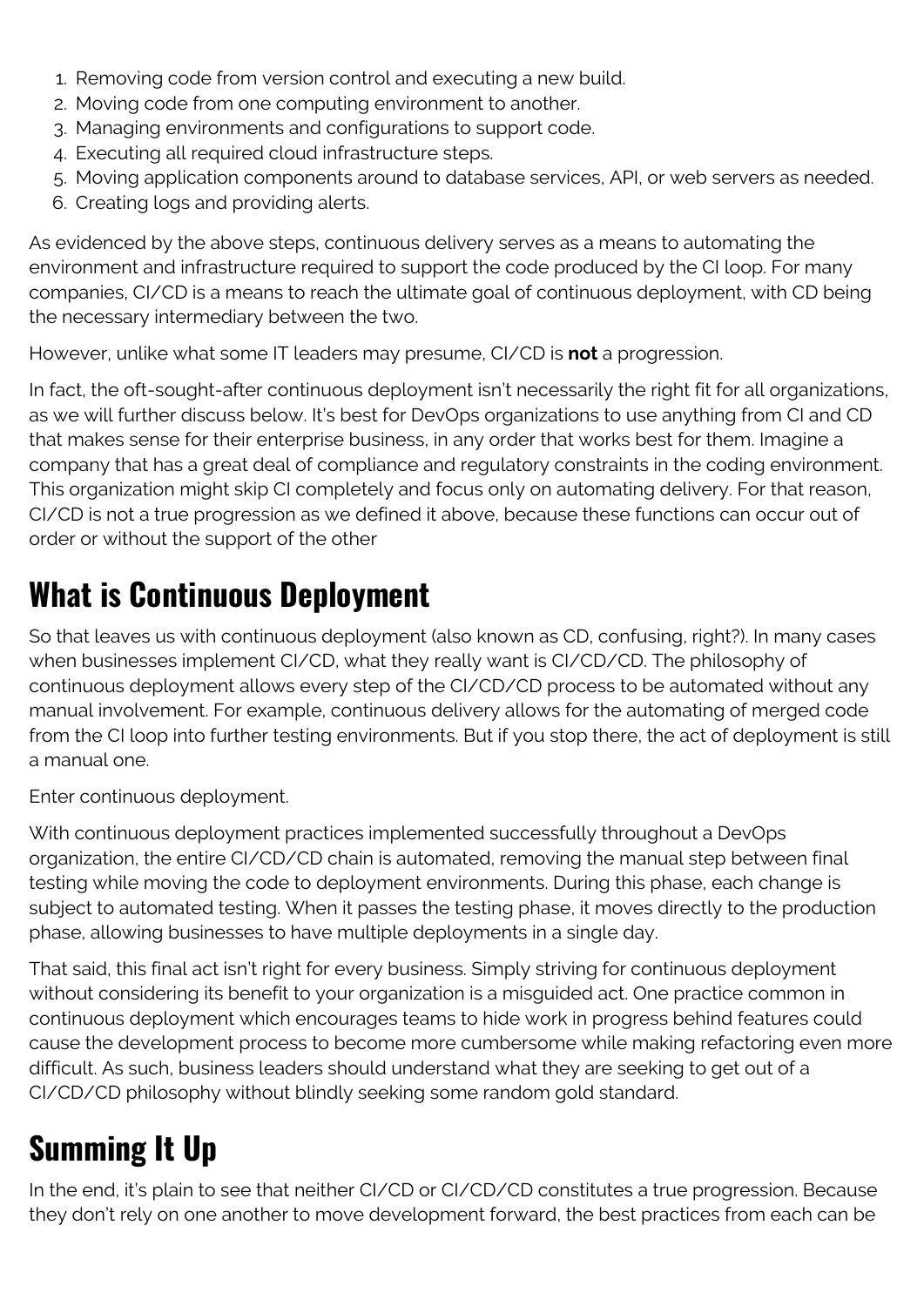1. Removing code from version control and executing a new build.
2. Moving code from one computing environment to another.
3. Managing environments and configurations to support code.
4. Executing all required cloud infrastructure steps.
5. Moving application components around to database services, API, or web servers as needed.
6. Creating logs and providing alerts.

As evidenced by the above steps, continuous delivery serves as a means to automating the environment and infrastructure required to support the code produced by the CI loop. For many companies, CI/CD is a means to reach the ultimate goal of continuous deployment, with CD being the necessary intermediary between the two.

However, unlike what some IT leaders may presume, CI/CD is **not** a progression.

In fact, the oft-sought-after continuous deployment isn't necessarily the right fit for all organizations, as we will further discuss below. It's best for DevOps organizations to use anything from CI and CD that makes sense for their enterprise business, in any order that works best for them. Imagine a company that has a great deal of compliance and regulatory constraints in the coding environment. This organization might skip CI completely and focus only on automating delivery. For that reason, CI/CD is not a true progression as we defined it above, because these functions can occur out of order or without the support of the other

## What is Continuous Deployment

So that leaves us with continuous deployment (also known as CD, confusing, right?). In many cases when businesses implement CI/CD, what they really want is CI/CD/CD. The philosophy of continuous deployment allows every step of the CI/CD/CD process to be automated without any manual involvement. For example, continuous delivery allows for the automating of merged code from the CI loop into further testing environments. But if you stop there, the act of deployment is still a manual one.

Enter continuous deployment.

With continuous deployment practices implemented successfully throughout a DevOps organization, the entire CI/CD/CD chain is automated, removing the manual step between final testing while moving the code to deployment environments. During this phase, each change is subject to automated testing. When it passes the testing phase, it moves directly to the production phase, allowing businesses to have multiple deployments in a single day.

That said, this final act isn't right for every business. Simply striving for continuous deployment without considering its benefit to your organization is a misguided act. One practice common in continuous deployment which encourages teams to hide work in progress behind features could cause the development process to become more cumbersome while making refactoring even more difficult. As such, business leaders should understand what they are seeking to get out of a CI/CD/CD philosophy without blindly seeking some random gold standard.

## Summing It Up

In the end, it's plain to see that neither CI/CD or CI/CD/CD constitutes a true progression. Because they don't rely on one another to move development forward, the best practices from each can be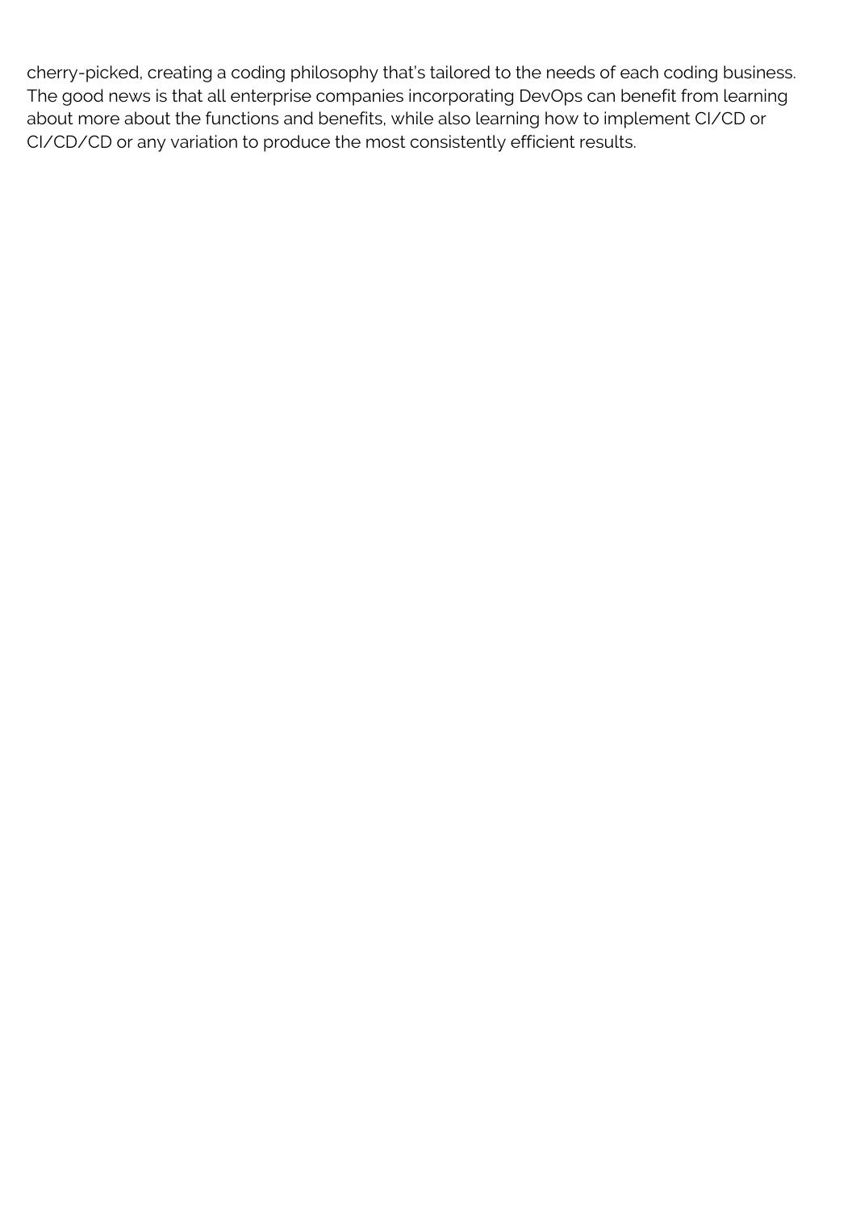cherry-picked, creating a coding philosophy that's tailored to the needs of each coding business. The good news is that all enterprise companies incorporating DevOps can benefit from learning about more about the functions and benefits, while also learning how to implement CI/CD or CI/CD/CD or any variation to produce the most consistently efficient results.